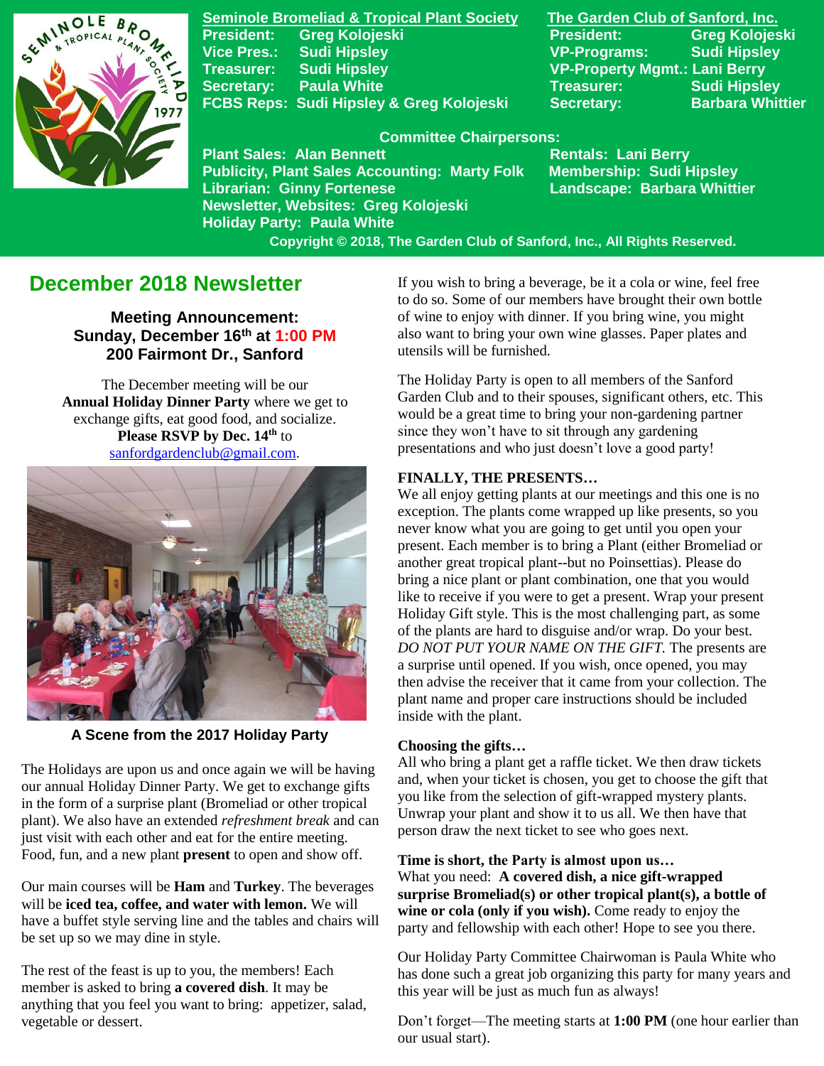**Seminole Bromeliad & Tropical Plant Society**
President: Greg Kolojeski
Vice Pres.: Sudi Hipsley
Treasurer: Sudi Hipsley
Secretary: Paula White
FCBS Reps: Sudi Hipsley & Greg Kolojeski

**The Garden Club of Sanford, Inc.**
President: Greg Kolojeski
VP-Programs: Sudi Hipsley
VP-Property Mgmt.: Lani Berry
Treasurer: Sudi Hipsley
Secretary: Barbara Whittier

**Committee Chairpersons:**
Plant Sales: Alan Bennett
Publicity, Plant Sales Accounting: Marty Folk
Librarian: Ginny Fortenese
Newsletter, Websites: Greg Kolojeski
Holiday Party: Paula White
Rentals: Lani Berry
Membership: Sudi Hipsley
Landscape: Barbara Whittier

Copyright © 2018, The Garden Club of Sanford, Inc., All Rights Reserved.

# December 2018 Newsletter

**Meeting Announcement:**
**Sunday, December 16th at 1:00 PM**
**200 Fairmont Dr., Sanford**

The December meeting will be our **Annual Holiday Dinner Party** where we get to exchange gifts, eat good food, and socialize. **Please RSVP by Dec. 14th** to sanfordgardenclub@gmail.com.

**A Scene from the 2017 Holiday Party**

The Holidays are upon us and once again we will be having our annual Holiday Dinner Party. We get to exchange gifts in the form of a surprise plant (Bromeliad or other tropical plant). We also have an extended *refreshment break* and can just visit with each other and eat for the entire meeting. Food, fun, and a new plant **present** to open and show off.

Our main courses will be **Ham** and **Turkey**. The beverages will be **iced tea, coffee, and water with lemon.** We will have a buffet style serving line and the tables and chairs will be set up so we may dine in style.

The rest of the feast is up to you, the members! Each member is asked to bring **a covered dish**. It may be anything that you feel you want to bring: appetizer, salad, vegetable or dessert.

If you wish to bring a beverage, be it a cola or wine, feel free to do so. Some of our members have brought their own bottle of wine to enjoy with dinner. If you bring wine, you might also want to bring your own wine glasses. Paper plates and utensils will be furnished.

The Holiday Party is open to all members of the Sanford Garden Club and to their spouses, significant others, etc. This would be a great time to bring your non-gardening partner since they won't have to sit through any gardening presentations and who just doesn't love a good party!

**FINALLY, THE PRESENTS…**
We all enjoy getting plants at our meetings and this one is no exception. The plants come wrapped up like presents, so you never know what you are going to get until you open your present. Each member is to bring a Plant (either Bromeliad or another great tropical plant--but no Poinsettias). Please do bring a nice plant or plant combination, one that you would like to receive if you were to get a present. Wrap your present Holiday Gift style. This is the most challenging part, as some of the plants are hard to disguise and/or wrap. Do your best. *DO NOT PUT YOUR NAME ON THE GIFT.* The presents are a surprise until opened. If you wish, once opened, you may then advise the receiver that it came from your collection. The plant name and proper care instructions should be included inside with the plant.

**Choosing the gifts…**
All who bring a plant get a raffle ticket. We then draw tickets and, when your ticket is chosen, you get to choose the gift that you like from the selection of gift-wrapped mystery plants. Unwrap your plant and show it to us all. We then have that person draw the next ticket to see who goes next.

**Time is short, the Party is almost upon us…**
What you need: **A covered dish, a nice gift-wrapped surprise Bromeliad(s) or other tropical plant(s), a bottle of wine or cola (only if you wish).** Come ready to enjoy the party and fellowship with each other! Hope to see you there.

Our Holiday Party Committee Chairwoman is Paula White who has done such a great job organizing this party for many years and this year will be just as much fun as always!

Don't forget—The meeting starts at **1:00 PM** (one hour earlier than our usual start).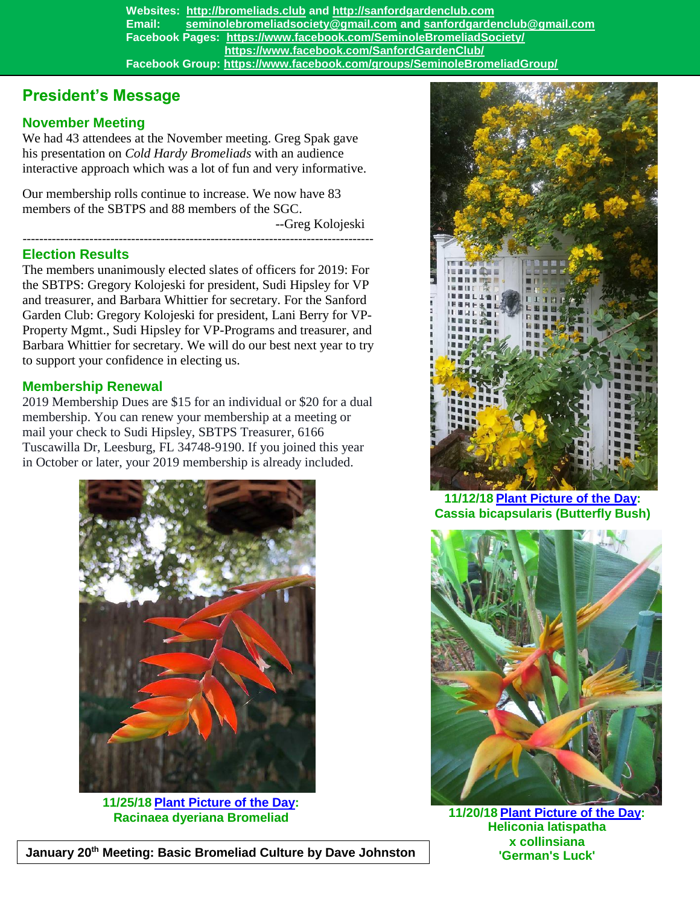**Websites:** http://bromeliads.club and http://sanfordgardenclub.com
**Email:** seminolebromeliadsociety@gmail.com and sanfordgardenclub@gmail.com
**Facebook Pages:** https://www.facebook.com/SeminoleBromeliadSociety/
https://www.facebook.com/SanfordGardenClub/
**Facebook Group:** https://www.facebook.com/groups/SeminoleBromeliadGroup/

## President's Message

### November Meeting

We had 43 attendees at the November meeting. Greg Spak gave his presentation on *Cold Hardy Bromeliads* with an audience interactive approach which was a lot of fun and very informative.

Our membership rolls continue to increase. We now have 83 members of the SBTPS and 88 members of the SGC.

--Greg Kolojeski

---

### Election Results

The members unanimously elected slates of officers for 2019: For the SBTPS: Gregory Kolojeski for president, Sudi Hipsley for VP and treasurer, and Barbara Whittier for secretary. For the Sanford Garden Club: Gregory Kolojeski for president, Lani Berry for VP-Property Mgmt., Sudi Hipsley for VP-Programs and treasurer, and Barbara Whittier for secretary. We will do our best next year to try to support your confidence in electing us.

### Membership Renewal

2019 Membership Dues are $15 for an individual or $20 for a dual membership. You can renew your membership at a meeting or mail your check to Sudi Hipsley, SBTPS Treasurer, 6166 Tuscawilla Dr, Leesburg, FL 34748-9190. If you joined this year in October or later, your 2019 membership is already included.

**11/25/18 Plant Picture of the Day: Racinaea dyeriana Bromeliad**

**January 20th Meeting: Basic Bromeliad Culture by Dave Johnston**

**11/12/18 Plant Picture of the Day: Cassia bicapsularis (Butterfly Bush)**

**11/20/18 Plant Picture of the Day: Heliconia latispatha x collinsiana 'German's Luck'**